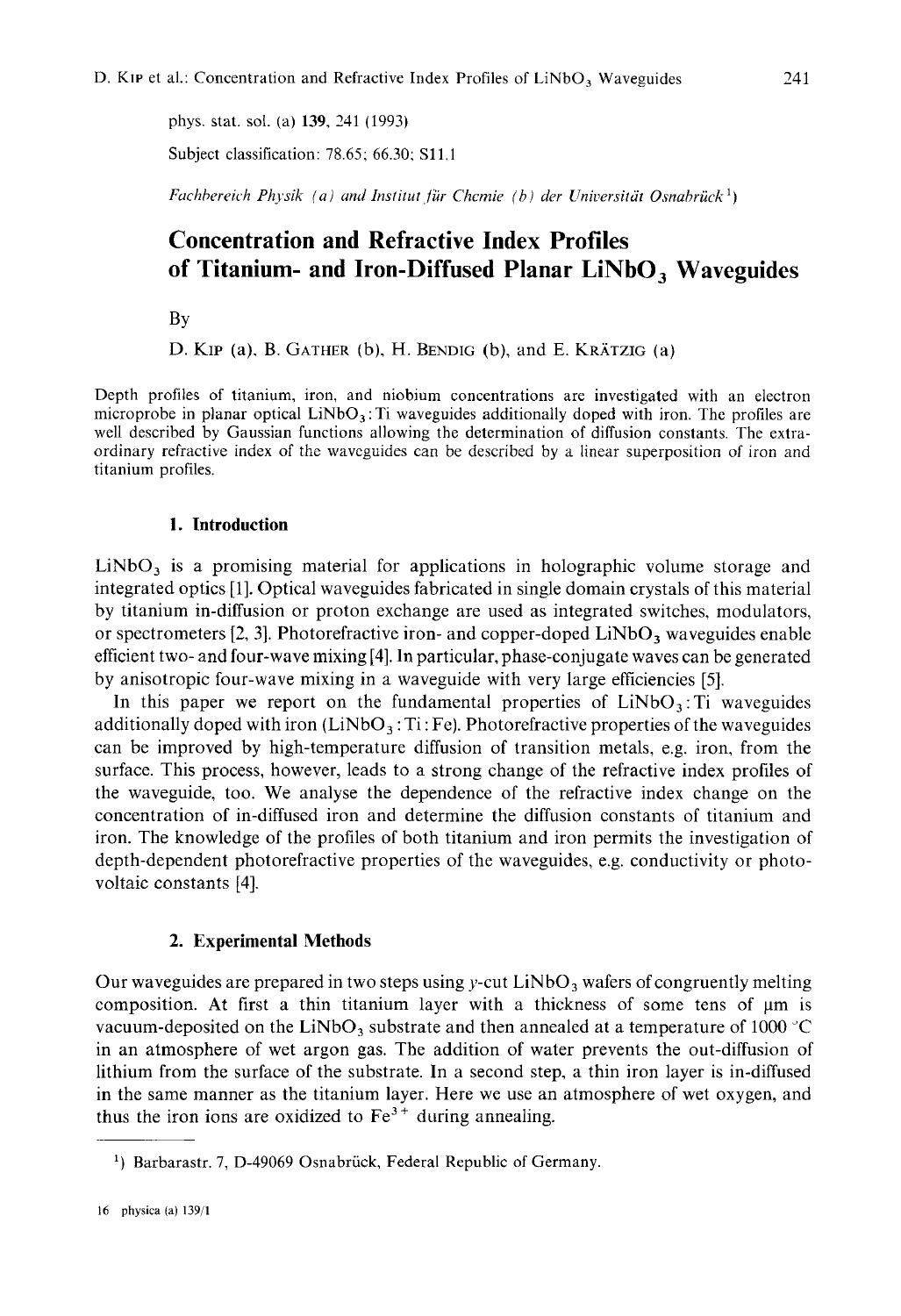phys. stat. sol. (a) 139, 241 (1993)

Subject classification: 78.65; 66.30; S11.1

*Fachbereich Physik (a) and Institut für Chemie (b) der Universität Osnabrück*[1])

# Concentration and Refractive Index Profiles of Titanium- and Iron-Diffused Planar $LiNbO_3$ Waveguides

By

D. Kip (a), B. Gather (b), H. Bendig (b), and E. Krätzig (a)

Depth profiles of titanium, iron, and niobium concentrations are investigated with an electron microprobe in planar optical $LiNbO_3$:Ti waveguides additionally doped with iron. The profiles are well described by Gaussian functions allowing the determination of diffusion constants. The extraordinary refractive index of the waveguides can be described by a linear superposition of iron and titanium profiles.

## 1. Introduction

$LiNbO_3$ is a promising material for applications in holographic volume storage and integrated optics [1]. Optical waveguides fabricated in single domain crystals of this material by titanium in-diffusion or proton exchange are used as integrated switches, modulators, or spectrometers [2, 3]. Photorefractive iron- and copper-doped $LiNbO_3$ waveguides enable efficient two- and four-wave mixing [4]. In particular, phase-conjugate waves can be generated by anisotropic four-wave mixing in a waveguide with very large efficiencies [5].

In this paper we report on the fundamental properties of $LiNbO_3$:Ti waveguides additionally doped with iron ($LiNbO_3$:Ti:Fe). Photorefractive properties of the waveguides can be improved by high-temperature diffusion of transition metals, e.g. iron, from the surface. This process, however, leads to a strong change of the refractive index profiles of the waveguide, too. We analyse the dependence of the refractive index change on the concentration of in-diffused iron and determine the diffusion constants of titanium and iron. The knowledge of the profiles of both titanium and iron permits the investigation of depth-dependent photorefractive properties of the waveguides, e.g. conductivity or photovoltaic constants [4].

## 2. Experimental Methods

Our waveguides are prepared in two steps using $y$-cut $LiNbO_3$ wafers of congruently melting composition. At first a thin titanium layer with a thickness of some tens of μm is vacuum-deposited on the $LiNbO_3$ substrate and then annealed at a temperature of 1000 °C in an atmosphere of wet argon gas. The addition of water prevents the out-diffusion of lithium from the surface of the substrate. In a second step, a thin iron layer is in-diffused in the same manner as the titanium layer. Here we use an atmosphere of wet oxygen, and thus the iron ions are oxidized to $Fe^{3+}$ during annealing.

[1]) Barbarastr. 7, D-49069 Osnabrück, Federal Republic of Germany.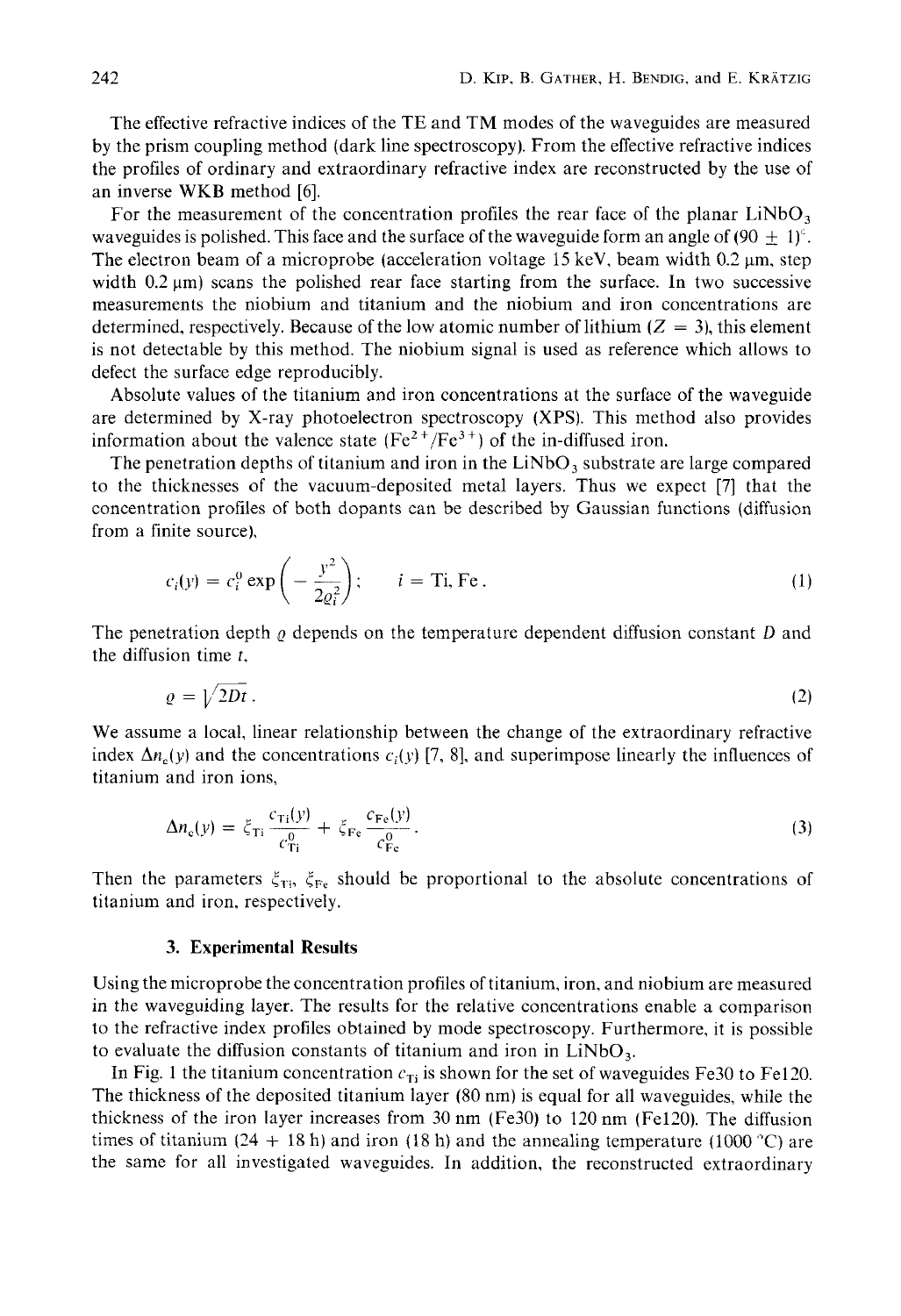The effective refractive indices of the TE and TM modes of the waveguides are measured by the prism coupling method (dark line spectroscopy). From the effective refractive indices the profiles of ordinary and extraordinary refractive index are reconstructed by the use of an inverse WKB method [6].

For the measurement of the concentration profiles the rear face of the planar $LiNbO_3$ waveguides is polished. This face and the surface of the waveguide form an angle of $(90 \pm 1)^\circ$. The electron beam of a microprobe (acceleration voltage 15 keV, beam width 0.2 μm, step width 0.2 μm) scans the polished rear face starting from the surface. In two successive measurements the niobium and titanium and the niobium and iron concentrations are determined, respectively. Because of the low atomic number of lithium ($Z = 3$), this element is not detectable by this method. The niobium signal is used as reference which allows to defect the surface edge reproducibly.

Absolute values of the titanium and iron concentrations at the surface of the waveguide are determined by X-ray photoelectron spectroscopy (XPS). This method also provides information about the valence state ($Fe^{2+}/Fe^{3+}$) of the in-diffused iron.

The penetration depths of titanium and iron in the $LiNbO_3$ substrate are large compared to the thicknesses of the vacuum-deposited metal layers. Thus we expect [7] that the concentration profiles of both dopants can be described by Gaussian functions (diffusion from a finite source),

$$c_i(y) = c_i^0 \exp\left(-\frac{y^2}{2\varrho_i^2}\right); \qquad i = \text{Ti, Fe}. \tag{1}$$

The penetration depth $\varrho$ depends on the temperature dependent diffusion constant $D$ and the diffusion time $t$,

$$\varrho = \sqrt{2Dt}. \tag{2}$$

We assume a local, linear relationship between the change of the extraordinary refractive index $\Delta n_e(y)$ and the concentrations $c_i(y)$ [7, 8], and superimpose linearly the influences of titanium and iron ions,

$$\Delta n_e(y) = \xi_{Ti} \frac{c_{Ti}(y)}{c_{Ti}^0} + \xi_{Fe} \frac{c_{Fe}(y)}{c_{Fe}^0}. \tag{3}$$

Then the parameters $\xi_{Ti}$, $\xi_{Fe}$ should be proportional to the absolute concentrations of titanium and iron, respectively.

### 3. Experimental Results

Using the microprobe the concentration profiles of titanium, iron, and niobium are measured in the waveguiding layer. The results for the relative concentrations enable a comparison to the refractive index profiles obtained by mode spectroscopy. Furthermore, it is possible to evaluate the diffusion constants of titanium and iron in $LiNbO_3$.

In Fig. 1 the titanium concentration $c_{Ti}$ is shown for the set of waveguides Fe30 to Fe120. The thickness of the deposited titanium layer (80 nm) is equal for all waveguides, while the thickness of the iron layer increases from 30 nm (Fe30) to 120 nm (Fe120). The diffusion times of titanium (24 + 18 h) and iron (18 h) and the annealing temperature (1000 °C) are the same for all investigated waveguides. In addition, the reconstructed extraordinary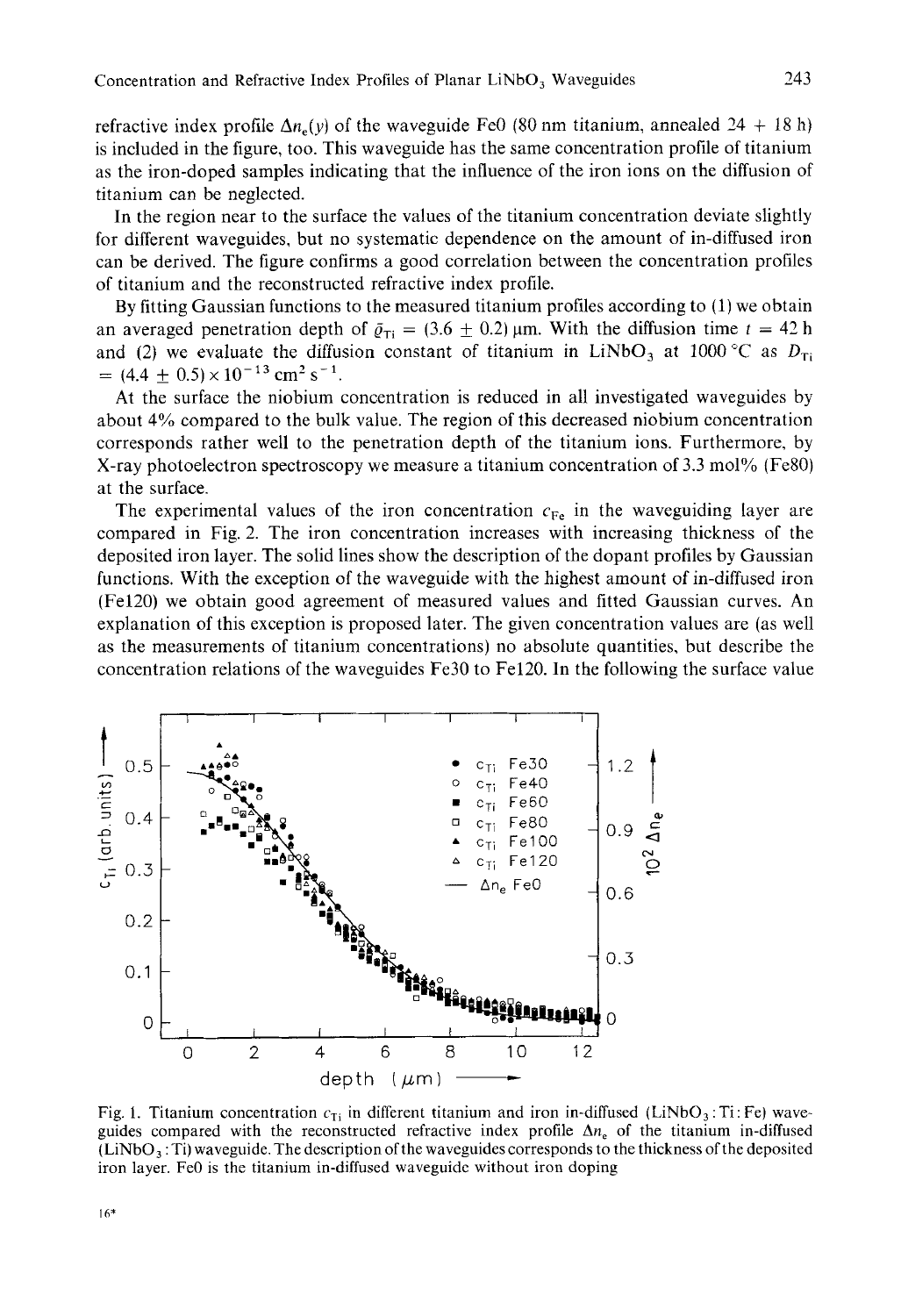refractive index profile $\Delta n_e(y)$ of the waveguide Fe0 (80 nm titanium, annealed 24 + 18 h) is included in the figure, too. This waveguide has the same concentration profile of titanium as the iron-doped samples indicating that the influence of the iron ions on the diffusion of titanium can be neglected.

In the region near to the surface the values of the titanium concentration deviate slightly for different waveguides, but no systematic dependence on the amount of in-diffused iron can be derived. The figure confirms a good correlation between the concentration profiles of titanium and the reconstructed refractive index profile.

By fitting Gaussian functions to the measured titanium profiles according to (1) we obtain an averaged penetration depth of $\bar{\varrho}_{Ti} = (3.6 \pm 0.2)$ μm. With the diffusion time $t = 42$ h and (2) we evaluate the diffusion constant of titanium in $LiNbO_3$ at 1000 °C as $D_{Ti} = (4.4 \pm 0.5) \times 10^{-13}$ cm$^2$ s$^{-1}$.

At the surface the niobium concentration is reduced in all investigated waveguides by about 4% compared to the bulk value. The region of this decreased niobium concentration corresponds rather well to the penetration depth of the titanium ions. Furthermore, by X-ray photoelectron spectroscopy we measure a titanium concentration of 3.3 mol% (Fe80) at the surface.

The experimental values of the iron concentration $c_{Fe}$ in the waveguiding layer are compared in Fig. 2. The iron concentration increases with increasing thickness of the deposited iron layer. The solid lines show the description of the dopant profiles by Gaussian functions. With the exception of the waveguide with the highest amount of in-diffused iron (Fe120) we obtain good agreement of measured values and fitted Gaussian curves. An explanation of this exception is proposed later. The given concentration values are (as well as the measurements of titanium concentrations) no absolute quantities, but describe the concentration relations of the waveguides Fe30 to Fe120. In the following the surface value

Fig. 1. Titanium concentration $c_{Ti}$ in different titanium and iron in-diffused ($LiNbO_3$ : Ti : Fe) waveguides compared with the reconstructed refractive index profile $\Delta n_e$ of the titanium in-diffused ($LiNbO_3$ : Ti) waveguide. The description of the waveguides corresponds to the thickness of the deposited iron layer. Fe0 is the titanium in-diffused waveguide without iron doping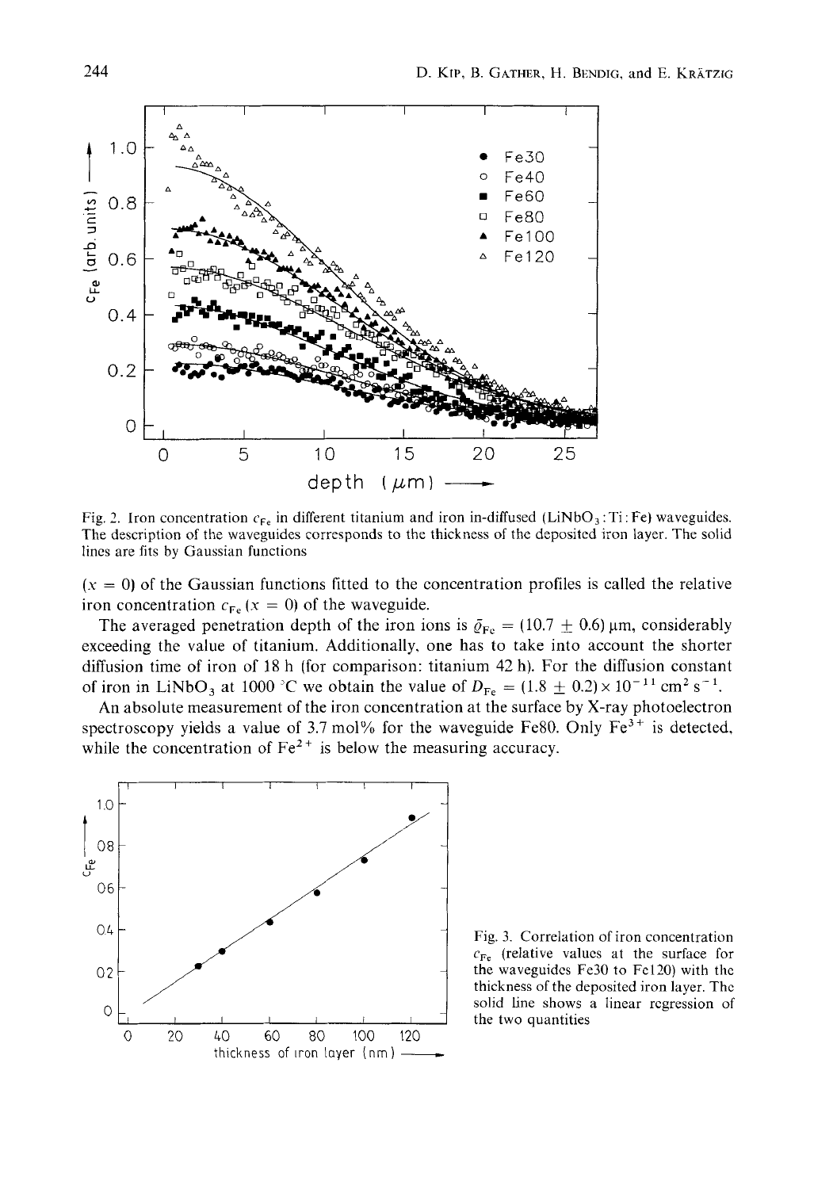Fig. 2. Iron concentration $c_{Fe}$ in different titanium and iron in-diffused ($LiNbO_3$:Ti:Fe) waveguides. The description of the waveguides corresponds to the thickness of the deposited iron layer. The solid lines are fits by Gaussian functions

($x = 0$) of the Gaussian functions fitted to the concentration profiles is called the relative iron concentration $c_{Fe}$ ($x = 0$) of the waveguide.

The averaged penetration depth of the iron ions is $\bar{\varrho}_{Fe} = (10.7 \pm 0.6)$ μm, considerably exceeding the value of titanium. Additionally, one has to take into account the shorter diffusion time of iron of 18 h (for comparison: titanium 42 h). For the diffusion constant of iron in $LiNbO_3$ at 1000 °C we obtain the value of $D_{Fe} = (1.8 \pm 0.2) \times 10^{-11}$ cm$^2$ s$^{-1}$.

An absolute measurement of the iron concentration at the surface by X-ray photoelectron spectroscopy yields a value of 3.7 mol% for the waveguide Fe80. Only $Fe^{3+}$ is detected, while the concentration of $Fe^{2+}$ is below the measuring accuracy.

Fig. 3. Correlation of iron concentration $c_{Fe}$ (relative values at the surface for the waveguides Fe30 to Fe120) with the thickness of the deposited iron layer. The solid line shows a linear regression of the two quantities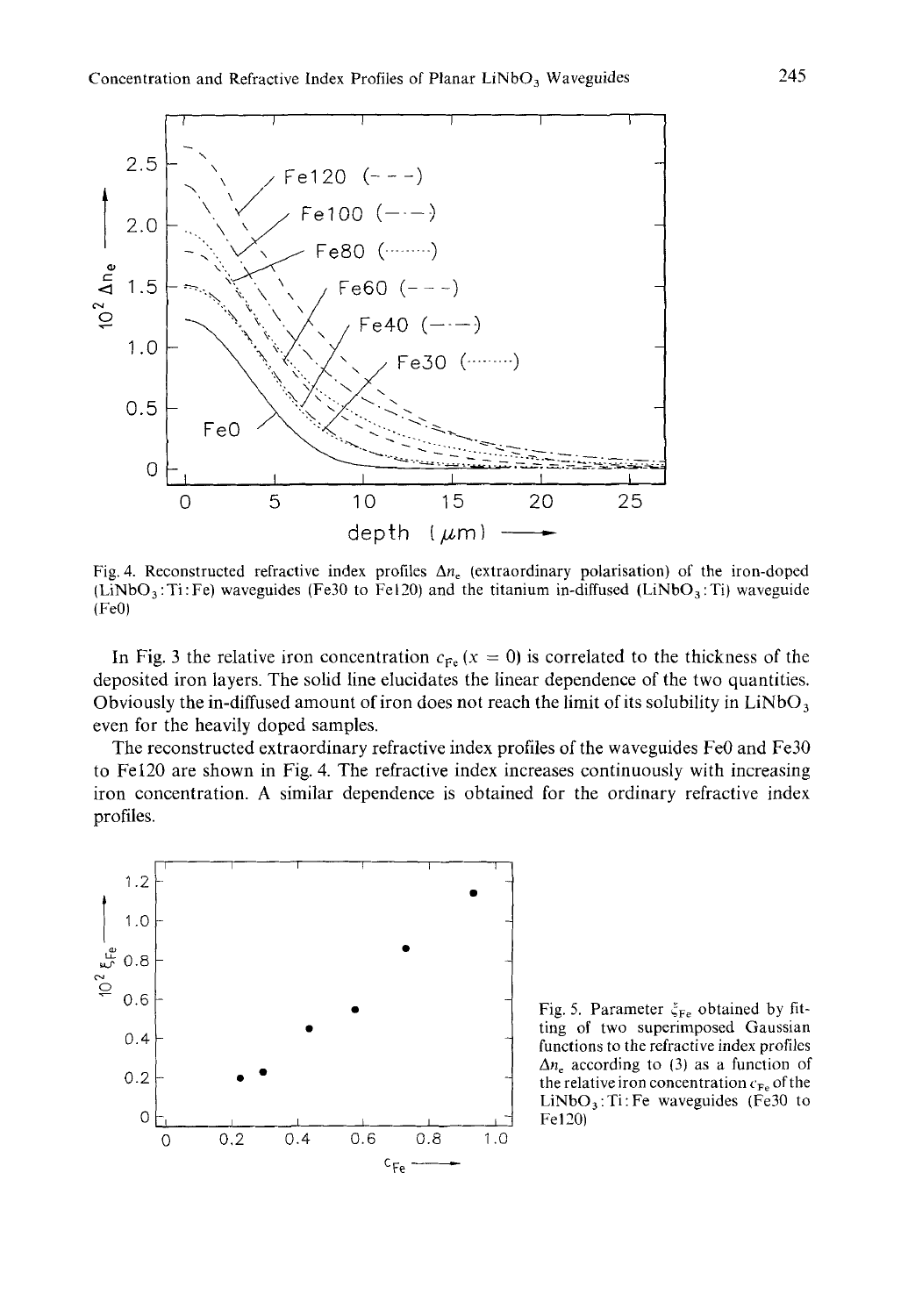Fig. 4. Reconstructed refractive index profiles $\Delta n_e$ (extraordinary polarisation) of the iron-doped ($LiNbO_3$:Ti:Fe) waveguides (Fe30 to Fe120) and the titanium in-diffused ($LiNbO_3$:Ti) waveguide (Fe0)

In Fig. 3 the relative iron concentration $c_{Fe}$ $(x = 0)$ is correlated to the thickness of the deposited iron layers. The solid line elucidates the linear dependence of the two quantities. Obviously the in-diffused amount of iron does not reach the limit of its solubility in $LiNbO_3$ even for the heavily doped samples.

The reconstructed extraordinary refractive index profiles of the waveguides Fe0 and Fe30 to Fe120 are shown in Fig. 4. The refractive index increases continuously with increasing iron concentration. A similar dependence is obtained for the ordinary refractive index profiles.

Fig. 5. Parameter $\xi_{Fe}$ obtained by fitting of two superimposed Gaussian functions to the refractive index profiles $\Delta n_e$ according to (3) as a function of the relative iron concentration $c_{Fe}$ of the $LiNbO_3$:Ti:Fe waveguides (Fe30 to Fe120)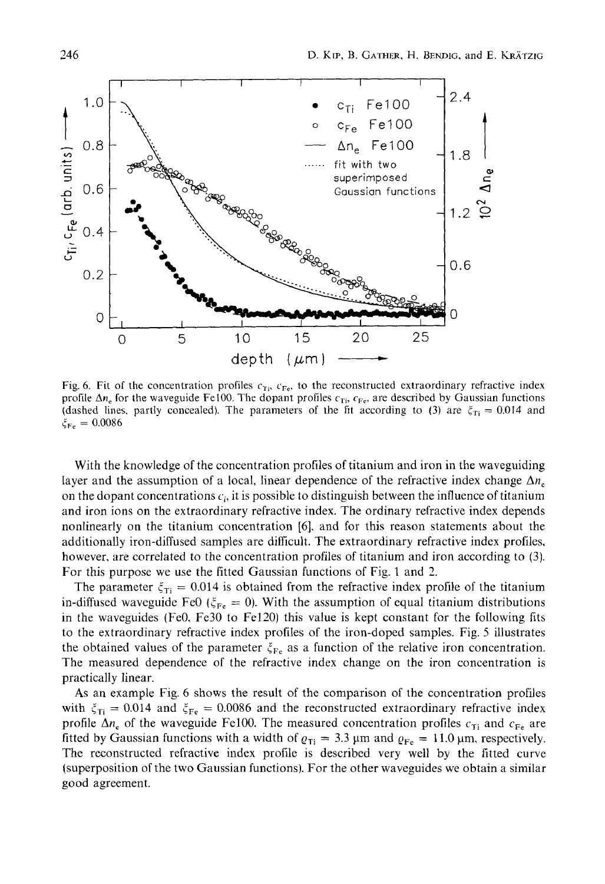Fig. 6. Fit of the concentration profiles $c_{Ti}$, $c_{Fe}$, to the reconstructed extraordinary refractive index profile $\Delta n_e$ for the waveguide Fe100. The dopant profiles $c_{Ti}$, $c_{Fe}$, are described by Gaussian functions (dashed lines, partly concealed). The parameters of the fit according to (3) are $\xi_{Ti} = 0.014$ and $\xi_{Fe} = 0.0086$

With the knowledge of the concentration profiles of titanium and iron in the waveguiding layer and the assumption of a local, linear dependence of the refractive index change $\Delta n_e$ on the dopant concentrations $c_i$, it is possible to distinguish between the influence of titanium and iron ions on the extraordinary refractive index. The ordinary refractive index depends nonlinearly on the titanium concentration [6], and for this reason statements about the additionally iron-diffused samples are difficult. The extraordinary refractive index profiles, however, are correlated to the concentration profiles of titanium and iron according to (3). For this purpose we use the fitted Gaussian functions of Fig. 1 and 2.

The parameter $\xi_{Ti} = 0.014$ is obtained from the refractive index profile of the titanium in-diffused waveguide Fe0 ($\xi_{Fe} = 0$). With the assumption of equal titanium distributions in the waveguides (Fe0, Fe30 to Fe120) this value is kept constant for the following fits to the extraordinary refractive index profiles of the iron-doped samples. Fig. 5 illustrates the obtained values of the parameter $\xi_{Fe}$ as a function of the relative iron concentration. The measured dependence of the refractive index change on the iron concentration is practically linear.

As an example Fig. 6 shows the result of the comparison of the concentration profiles with $\xi_{Ti} = 0.014$ and $\xi_{Fe} = 0.0086$ and the reconstructed extraordinary refractive index profile $\Delta n_e$ of the waveguide Fe100. The measured concentration profiles $c_{Ti}$ and $c_{Fe}$ are fitted by Gaussian functions with a width of $\varrho_{Ti} = 3.3$ µm and $\varrho_{Fe} = 11.0$ µm, respectively. The reconstructed refractive index profile is described very well by the fitted curve (superposition of the two Gaussian functions). For the other waveguides we obtain a similar good agreement.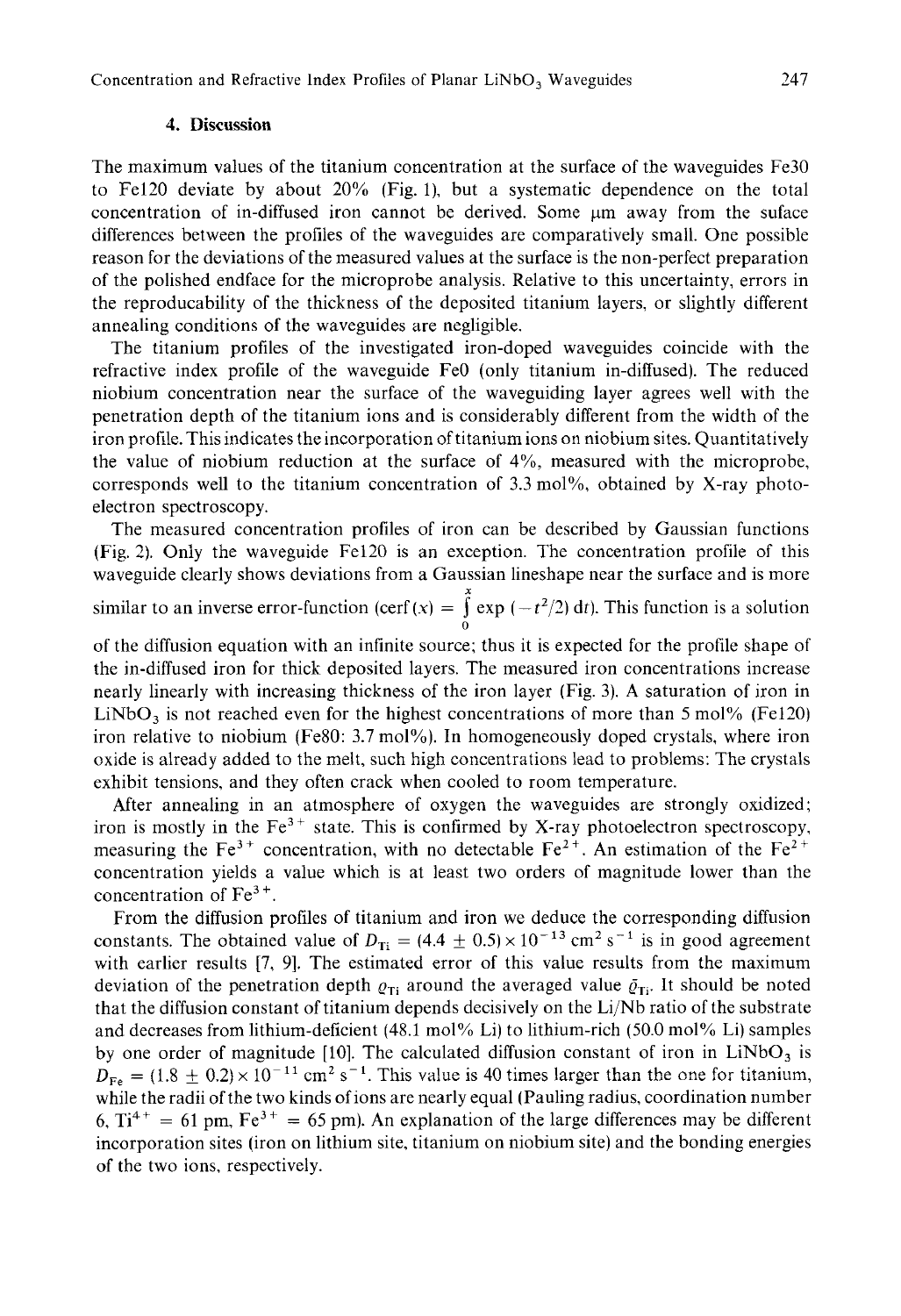### 4. Discussion

The maximum values of the titanium concentration at the surface of the waveguides Fe30 to Fe120 deviate by about 20% (Fig. 1), but a systematic dependence on the total concentration of in-diffused iron cannot be derived. Some μm away from the suface differences between the profiles of the waveguides are comparatively small. One possible reason for the deviations of the measured values at the surface is the non-perfect preparation of the polished endface for the microprobe analysis. Relative to this uncertainty, errors in the reproducability of the thickness of the deposited titanium layers, or slightly different annealing conditions of the waveguides are negligible.

The titanium profiles of the investigated iron-doped waveguides coincide with the refractive index profile of the waveguide Fe0 (only titanium in-diffused). The reduced niobium concentration near the surface of the waveguiding layer agrees well with the penetration depth of the titanium ions and is considerably different from the width of the iron profile. This indicates the incorporation of titanium ions on niobium sites. Quantitatively the value of niobium reduction at the surface of 4%, measured with the microprobe, corresponds well to the titanium concentration of 3.3 mol%, obtained by X-ray photoelectron spectroscopy.

The measured concentration profiles of iron can be described by Gaussian functions (Fig. 2). Only the waveguide Fe120 is an exception. The concentration profile of this waveguide clearly shows deviations from a Gaussian lineshape near the surface and is more similar to an inverse error-function ($\mathrm{cerf}(x) = \int_0^x \exp(-t^2/2)\,\mathrm{d}t$). This function is a solution of the diffusion equation with an infinite source; thus it is expected for the profile shape of the in-diffused iron for thick deposited layers. The measured iron concentrations increase nearly linearly with increasing thickness of the iron layer (Fig. 3). A saturation of iron in $LiNbO_3$ is not reached even for the highest concentrations of more than 5 mol% (Fe120) iron relative to niobium (Fe80: 3.7 mol%). In homogeneously doped crystals, where iron oxide is already added to the melt, such high concentrations lead to problems: The crystals exhibit tensions, and they often crack when cooled to room temperature.

After annealing in an atmosphere of oxygen the waveguides are strongly oxidized; iron is mostly in the $Fe^{3+}$ state. This is confirmed by X-ray photoelectron spectroscopy, measuring the $Fe^{3+}$ concentration, with no detectable $Fe^{2+}$. An estimation of the $Fe^{2+}$ concentration yields a value which is at least two orders of magnitude lower than the concentration of $Fe^{3+}$.

From the diffusion profiles of titanium and iron we deduce the corresponding diffusion constants. The obtained value of $D_{Ti} = (4.4 \pm 0.5) \times 10^{-13}\ \mathrm{cm^2\,s^{-1}}$ is in good agreement with earlier results [7, 9]. The estimated error of this value results from the maximum deviation of the penetration depth $\varrho_{Ti}$ around the averaged value $\bar{\varrho}_{Ti}$. It should be noted that the diffusion constant of titanium depends decisively on the Li/Nb ratio of the substrate and decreases from lithium-deficient (48.1 mol% Li) to lithium-rich (50.0 mol% Li) samples by one order of magnitude [10]. The calculated diffusion constant of iron in $LiNbO_3$ is $D_{Fe} = (1.8 \pm 0.2) \times 10^{-11}\ \mathrm{cm^2\,s^{-1}}$. This value is 40 times larger than the one for titanium, while the radii of the two kinds of ions are nearly equal (Pauling radius, coordination number 6, $Ti^{4+} = 61$ pm, $Fe^{3+} = 65$ pm). An explanation of the large differences may be different incorporation sites (iron on lithium site, titanium on niobium site) and the bonding energies of the two ions, respectively.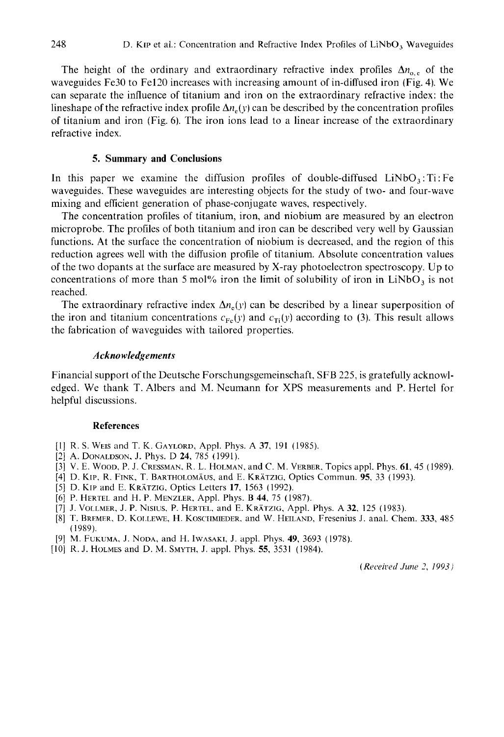The height of the ordinary and extraordinary refractive index profiles $\Delta n_{o,e}$ of the waveguides Fe30 to Fe120 increases with increasing amount of in-diffused iron (Fig. 4). We can separate the influence of titanium and iron on the extraordinary refractive index: the lineshape of the refractive index profile $\Delta n_e(y)$ can be described by the concentration profiles of titanium and iron (Fig. 6). The iron ions lead to a linear increase of the extraordinary refractive index.

## 5. Summary and Conclusions

In this paper we examine the diffusion profiles of double-diffused $LiNbO_3$:Ti:Fe waveguides. These waveguides are interesting objects for the study of two- and four-wave mixing and efficient generation of phase-conjugate waves, respectively.

The concentration profiles of titanium, iron, and niobium are measured by an electron microprobe. The profiles of both titanium and iron can be described very well by Gaussian functions. At the surface the concentration of niobium is decreased, and the region of this reduction agrees well with the diffusion profile of titanium. Absolute concentration values of the two dopants at the surface are measured by X-ray photoelectron spectroscopy. Up to concentrations of more than 5 mol% iron the limit of solubility of iron in $LiNbO_3$ is not reached.

The extraordinary refractive index $\Delta n_e(y)$ can be described by a linear superposition of the iron and titanium concentrations $c_{Fe}(y)$ and $c_{Ti}(y)$ according to (3). This result allows the fabrication of waveguides with tailored properties.

### *Acknowledgements*

Financial support of the Deutsche Forschungsgemeinschaft, SFB 225, is gratefully acknowledged. We thank T. Albers and M. Neumann for XPS measurements and P. Hertel for helpful discussions.

### References

[1] R. S. Weis and T. K. Gaylord, Appl. Phys. A **37**, 191 (1985).
[2] A. Donaldson, J. Phys. D **24**, 785 (1991).
[3] V. E. Wood, P. J. Cressman, R. L. Holman, and C. M. Verber, Topics appl. Phys. **61**, 45 (1989).
[4] D. Kip, R. Fink, T. Bartholomäus, and E. Krätzig, Optics Commun. **95**, 33 (1993).
[5] D. Kip and E. Krätzig, Optics Letters **17**, 1563 (1992).
[6] P. Hertel and H. P. Menzler, Appl. Phys. B **44**, 75 (1987).
[7] J. Vollmer, J. P. Nisius, P. Hertel, and E. Krätzig, Appl. Phys. A **32**, 125 (1983).
[8] T. Bremer, D. Kollewe, H. Koschmieder, and W. Heiland, Fresenius J. anal. Chem. **333**, 485 (1989).
[9] M. Fukuma, J. Noda, and H. Iwasaki, J. appl. Phys. **49**, 3693 (1978).
[10] R. J. Holmes and D. M. Smyth, J. appl. Phys. **55**, 3531 (1984).

*(Received June 2, 1993)*